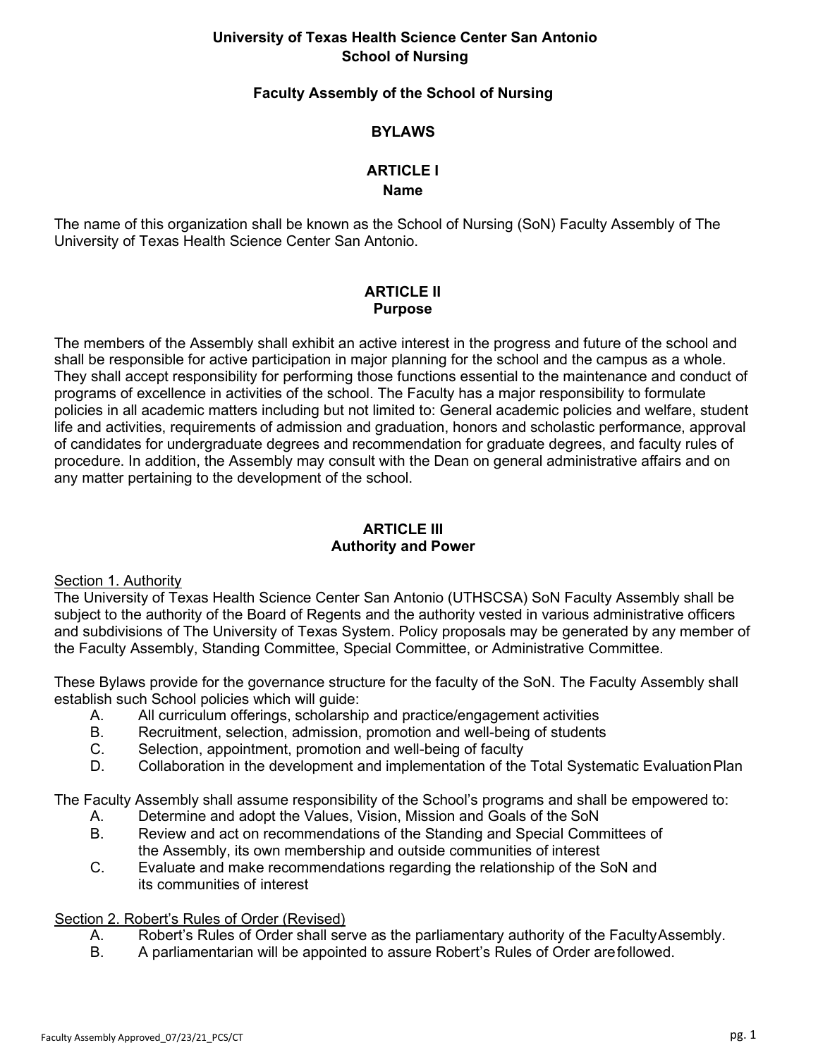# University of Texas Health Science Center San Antonio
# School of Nursing

## Faculty Assembly of the School of Nursing

## BYLAWS

## ARTICLE I
### Name

The name of this organization shall be known as the School of Nursing (SoN) Faculty Assembly of The University of Texas Health Science Center San Antonio.

## ARTICLE II
### Purpose

The members of the Assembly shall exhibit an active interest in the progress and future of the school and shall be responsible for active participation in major planning for the school and the campus as a whole. They shall accept responsibility for performing those functions essential to the maintenance and conduct of programs of excellence in activities of the school. The Faculty has a major responsibility to formulate policies in all academic matters including but not limited to: General academic policies and welfare, student life and activities, requirements of admission and graduation, honors and scholastic performance, approval of candidates for undergraduate degrees and recommendation for graduate degrees, and faculty rules of procedure. In addition, the Assembly may consult with the Dean on general administrative affairs and on any matter pertaining to the development of the school.

## ARTICLE III
### Authority and Power

Section 1. Authority

The University of Texas Health Science Center San Antonio (UTHSCSA) SoN Faculty Assembly shall be subject to the authority of the Board of Regents and the authority vested in various administrative officers and subdivisions of The University of Texas System. Policy proposals may be generated by any member of the Faculty Assembly, Standing Committee, Special Committee, or Administrative Committee.

These Bylaws provide for the governance structure for the faculty of the SoN. The Faculty Assembly shall establish such School policies which will guide:

A. All curriculum offerings, scholarship and practice/engagement activities
B. Recruitment, selection, admission, promotion and well-being of students
C. Selection, appointment, promotion and well-being of faculty
D. Collaboration in the development and implementation of the Total Systematic Evaluation Plan

The Faculty Assembly shall assume responsibility of the School's programs and shall be empowered to:

A. Determine and adopt the Values, Vision, Mission and Goals of the SoN
B. Review and act on recommendations of the Standing and Special Committees of the Assembly, its own membership and outside communities of interest
C. Evaluate and make recommendations regarding the relationship of the SoN and its communities of interest

Section 2. Robert's Rules of Order (Revised)

A. Robert's Rules of Order shall serve as the parliamentary authority of the Faculty Assembly.
B. A parliamentarian will be appointed to assure Robert's Rules of Order are followed.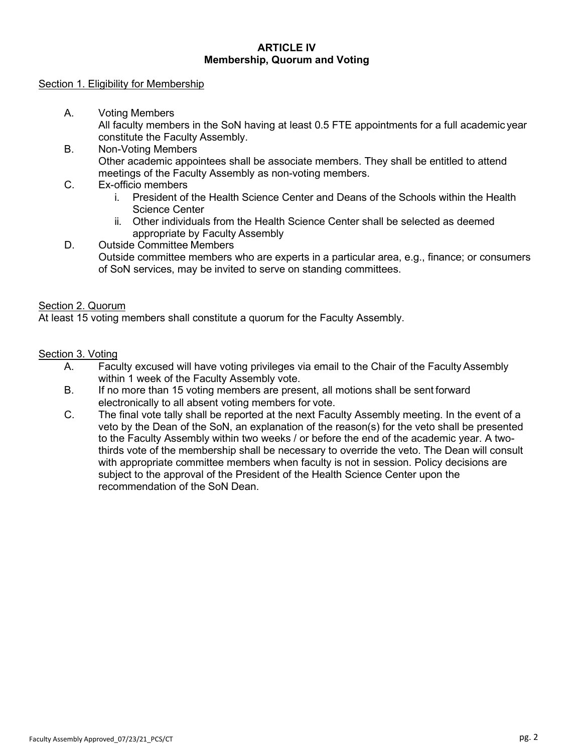**ARTICLE IV**
**Membership, Quorum and Voting**

Section 1. Eligibility for Membership

A. Voting Members
   All faculty members in the SoN having at least 0.5 FTE appointments for a full academic year constitute the Faculty Assembly.

B. Non-Voting Members
   Other academic appointees shall be associate members. They shall be entitled to attend meetings of the Faculty Assembly as non-voting members.

C. Ex-officio members
   i. President of the Health Science Center and Deans of the Schools within the Health Science Center
   ii. Other individuals from the Health Science Center shall be selected as deemed appropriate by Faculty Assembly

D. Outside Committee Members
   Outside committee members who are experts in a particular area, e.g., finance; or consumers of SoN services, may be invited to serve on standing committees.

Section 2. Quorum

At least 15 voting members shall constitute a quorum for the Faculty Assembly.

Section 3. Voting

A. Faculty excused will have voting privileges via email to the Chair of the Faculty Assembly within 1 week of the Faculty Assembly vote.

B. If no more than 15 voting members are present, all motions shall be sent forward electronically to all absent voting members for vote.

C. The final vote tally shall be reported at the next Faculty Assembly meeting. In the event of a veto by the Dean of the SoN, an explanation of the reason(s) for the veto shall be presented to the Faculty Assembly within two weeks / or before the end of the academic year. A two-thirds vote of the membership shall be necessary to override the veto. The Dean will consult with appropriate committee members when faculty is not in session. Policy decisions are subject to the approval of the President of the Health Science Center upon the recommendation of the SoN Dean.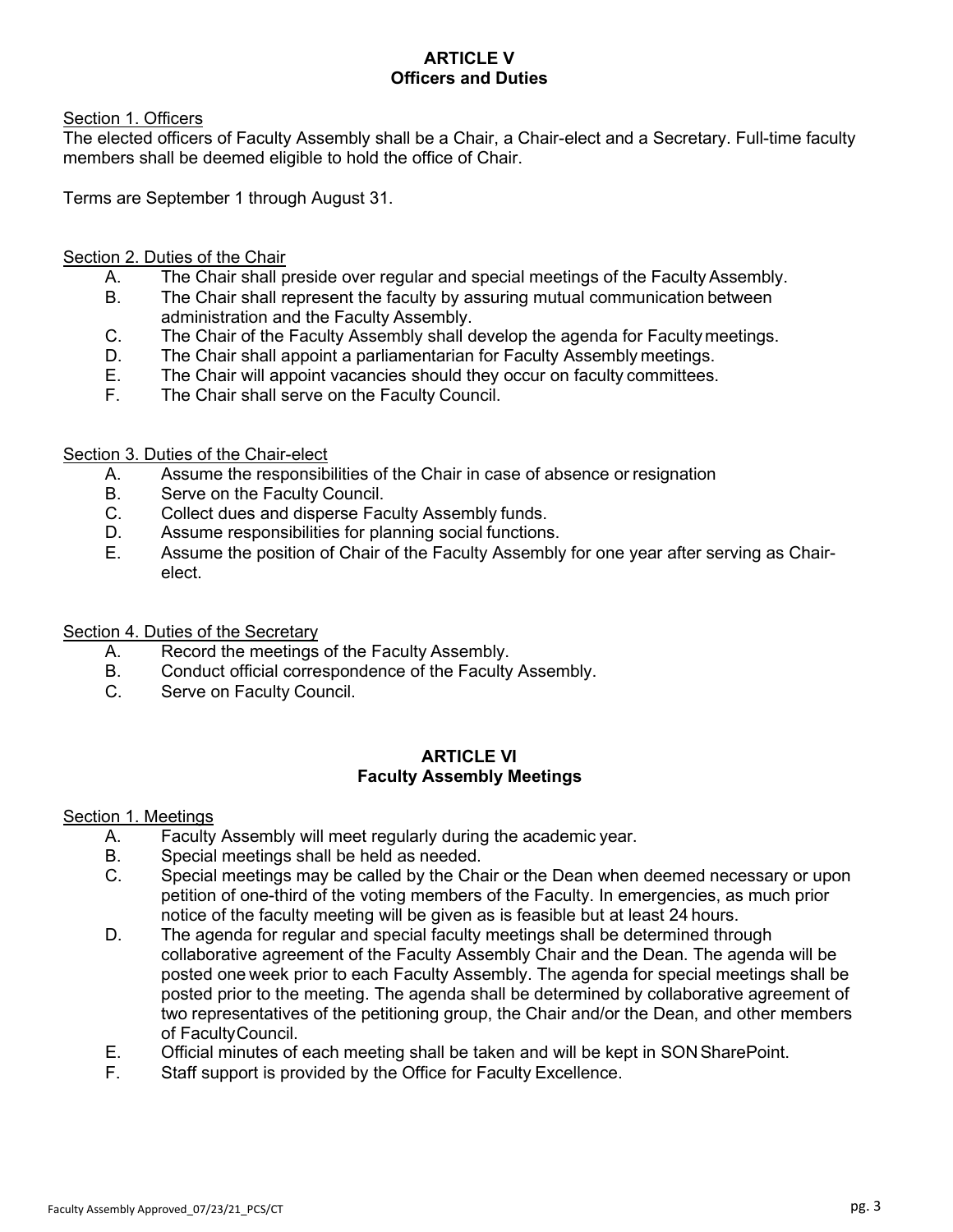## ARTICLE V
## Officers and Duties

Section 1. Officers

The elected officers of Faculty Assembly shall be a Chair, a Chair-elect and a Secretary. Full-time faculty members shall be deemed eligible to hold the office of Chair.

Terms are September 1 through August 31.

Section 2. Duties of the Chair

A. The Chair shall preside over regular and special meetings of the Faculty Assembly.
B. The Chair shall represent the faculty by assuring mutual communication between administration and the Faculty Assembly.
C. The Chair of the Faculty Assembly shall develop the agenda for Faculty meetings.
D. The Chair shall appoint a parliamentarian for Faculty Assembly meetings.
E. The Chair will appoint vacancies should they occur on faculty committees.
F. The Chair shall serve on the Faculty Council.

Section 3. Duties of the Chair-elect

A. Assume the responsibilities of the Chair in case of absence or resignation
B. Serve on the Faculty Council.
C. Collect dues and disperse Faculty Assembly funds.
D. Assume responsibilities for planning social functions.
E. Assume the position of Chair of the Faculty Assembly for one year after serving as Chair-elect.

Section 4. Duties of the Secretary

A. Record the meetings of the Faculty Assembly.
B. Conduct official correspondence of the Faculty Assembly.
C. Serve on Faculty Council.

## ARTICLE VI
## Faculty Assembly Meetings

Section 1. Meetings

A. Faculty Assembly will meet regularly during the academic year.
B. Special meetings shall be held as needed.
C. Special meetings may be called by the Chair or the Dean when deemed necessary or upon petition of one-third of the voting members of the Faculty. In emergencies, as much prior notice of the faculty meeting will be given as is feasible but at least 24 hours.
D. The agenda for regular and special faculty meetings shall be determined through collaborative agreement of the Faculty Assembly Chair and the Dean. The agenda will be posted one week prior to each Faculty Assembly. The agenda for special meetings shall be posted prior to the meeting. The agenda shall be determined by collaborative agreement of two representatives of the petitioning group, the Chair and/or the Dean, and other members of Faculty Council.
E. Official minutes of each meeting shall be taken and will be kept in SON SharePoint.
F. Staff support is provided by the Office for Faculty Excellence.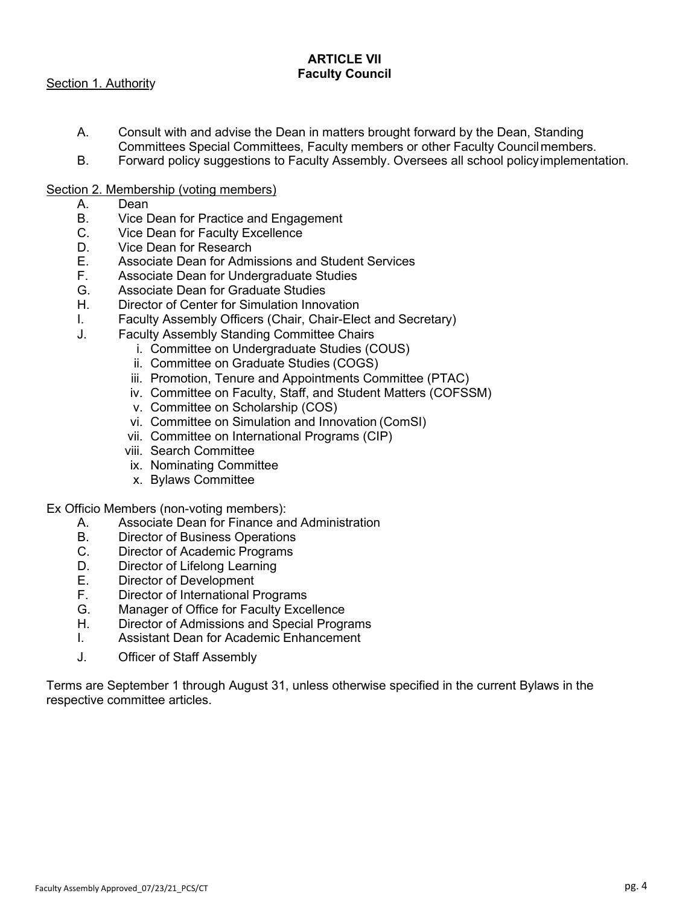# ARTICLE VII
## Faculty Council

Section 1. Authority

A. Consult with and advise the Dean in matters brought forward by the Dean, Standing Committees Special Committees, Faculty members or other Faculty Council members.

B. Forward policy suggestions to Faculty Assembly. Oversees all school policy implementation.

Section 2. Membership (voting members)

A. Dean
B. Vice Dean for Practice and Engagement
C. Vice Dean for Faculty Excellence
D. Vice Dean for Research
E. Associate Dean for Admissions and Student Services
F. Associate Dean for Undergraduate Studies
G. Associate Dean for Graduate Studies
H. Director of Center for Simulation Innovation
I. Faculty Assembly Officers (Chair, Chair-Elect and Secretary)
J. Faculty Assembly Standing Committee Chairs
   - i. Committee on Undergraduate Studies (COUS)
   - ii. Committee on Graduate Studies (COGS)
   - iii. Promotion, Tenure and Appointments Committee (PTAC)
   - iv. Committee on Faculty, Staff, and Student Matters (COFSSM)
   - v. Committee on Scholarship (COS)
   - vi. Committee on Simulation and Innovation (ComSI)
   - vii. Committee on International Programs (CIP)
   - viii. Search Committee
   - ix. Nominating Committee
   - x. Bylaws Committee

Ex Officio Members (non-voting members):

A. Associate Dean for Finance and Administration
B. Director of Business Operations
C. Director of Academic Programs
D. Director of Lifelong Learning
E. Director of Development
F. Director of International Programs
G. Manager of Office for Faculty Excellence
H. Director of Admissions and Special Programs
I. Assistant Dean for Academic Enhancement
J. Officer of Staff Assembly

Terms are September 1 through August 31, unless otherwise specified in the current Bylaws in the respective committee articles.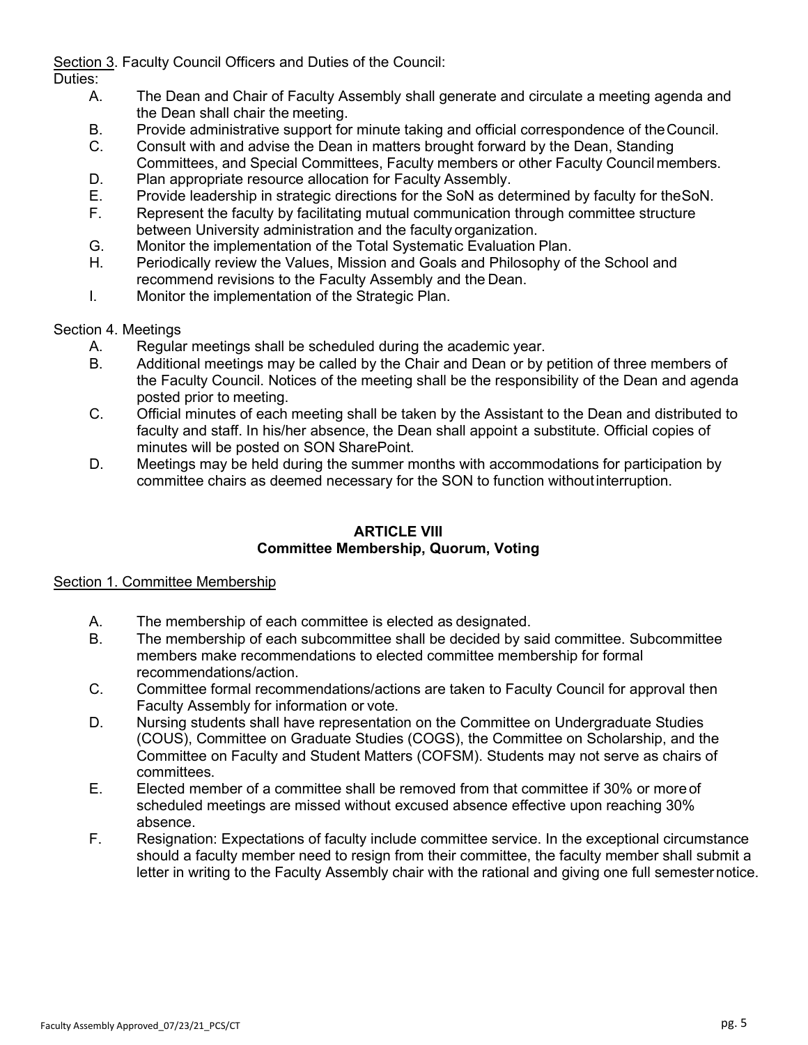Section 3. Faculty Council Officers and Duties of the Council:

Duties:

- A. The Dean and Chair of Faculty Assembly shall generate and circulate a meeting agenda and the Dean shall chair the meeting.
- B. Provide administrative support for minute taking and official correspondence of the Council.
- C. Consult with and advise the Dean in matters brought forward by the Dean, Standing Committees, and Special Committees, Faculty members or other Faculty Council members.
- D. Plan appropriate resource allocation for Faculty Assembly.
- E. Provide leadership in strategic directions for the SoN as determined by faculty for the SoN.
- F. Represent the faculty by facilitating mutual communication through committee structure between University administration and the faculty organization.
- G. Monitor the implementation of the Total Systematic Evaluation Plan.
- H. Periodically review the Values, Mission and Goals and Philosophy of the School and recommend revisions to the Faculty Assembly and the Dean.
- I. Monitor the implementation of the Strategic Plan.

Section 4. Meetings

- A. Regular meetings shall be scheduled during the academic year.
- B. Additional meetings may be called by the Chair and Dean or by petition of three members of the Faculty Council. Notices of the meeting shall be the responsibility of the Dean and agenda posted prior to meeting.
- C. Official minutes of each meeting shall be taken by the Assistant to the Dean and distributed to faculty and staff. In his/her absence, the Dean shall appoint a substitute. Official copies of minutes will be posted on SON SharePoint.
- D. Meetings may be held during the summer months with accommodations for participation by committee chairs as deemed necessary for the SON to function without interruption.

## ARTICLE VIII
## Committee Membership, Quorum, Voting

Section 1. Committee Membership

- A. The membership of each committee is elected as designated.
- B. The membership of each subcommittee shall be decided by said committee. Subcommittee members make recommendations to elected committee membership for formal recommendations/action.
- C. Committee formal recommendations/actions are taken to Faculty Council for approval then Faculty Assembly for information or vote.
- D. Nursing students shall have representation on the Committee on Undergraduate Studies (COUS), Committee on Graduate Studies (COGS), the Committee on Scholarship, and the Committee on Faculty and Student Matters (COFSM). Students may not serve as chairs of committees.
- E. Elected member of a committee shall be removed from that committee if 30% or more of scheduled meetings are missed without excused absence effective upon reaching 30% absence.
- F. Resignation: Expectations of faculty include committee service. In the exceptional circumstance should a faculty member need to resign from their committee, the faculty member shall submit a letter in writing to the Faculty Assembly chair with the rational and giving one full semester notice.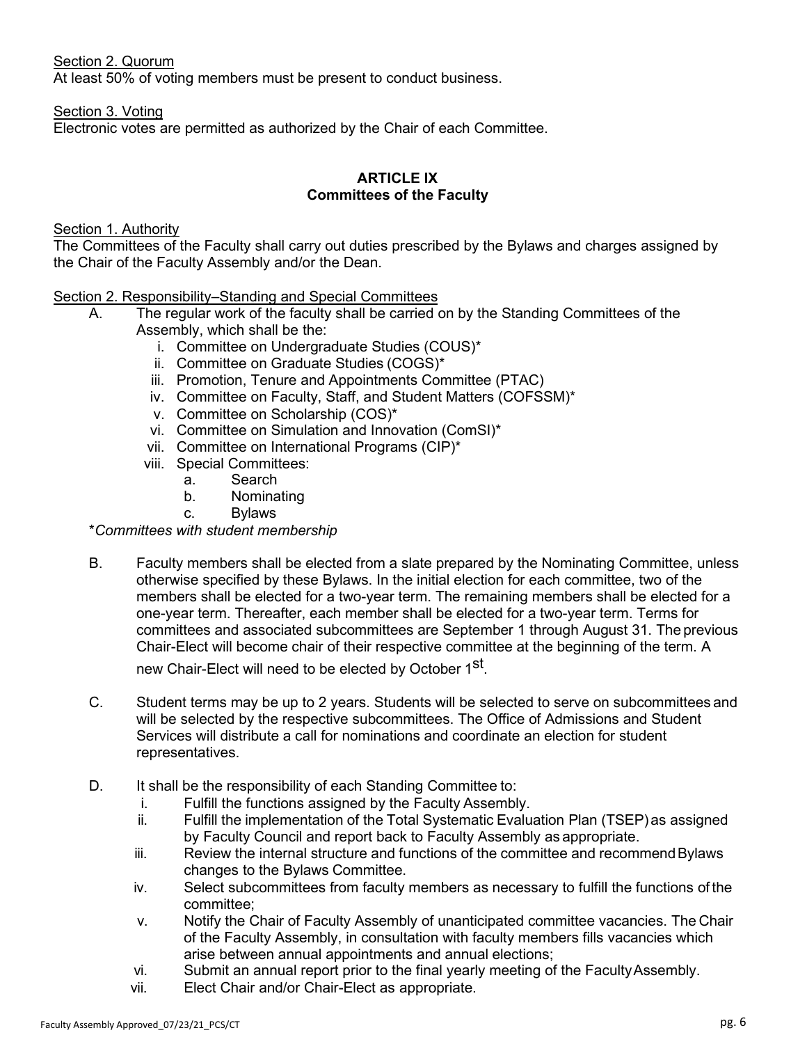Section 2. Quorum

At least 50% of voting members must be present to conduct business.

Section 3. Voting

Electronic votes are permitted as authorized by the Chair of each Committee.

## ARTICLE IX
## Committees of the Faculty

Section 1. Authority

The Committees of the Faculty shall carry out duties prescribed by the Bylaws and charges assigned by the Chair of the Faculty Assembly and/or the Dean.

Section 2. Responsibility–Standing and Special Committees

A. The regular work of the faculty shall be carried on by the Standing Committees of the Assembly, which shall be the:
   - i. Committee on Undergraduate Studies (COUS)*
   - ii. Committee on Graduate Studies (COGS)*
   - iii. Promotion, Tenure and Appointments Committee (PTAC)
   - iv. Committee on Faculty, Staff, and Student Matters (COFSSM)*
   - v. Committee on Scholarship (COS)*
   - vi. Committee on Simulation and Innovation (ComSI)*
   - vii. Committee on International Programs (CIP)*
   - viii. Special Committees:
     - a. Search
     - b. Nominating
     - c. Bylaws

*\*Committees with student membership*

B. Faculty members shall be elected from a slate prepared by the Nominating Committee, unless otherwise specified by these Bylaws. In the initial election for each committee, two of the members shall be elected for a two-year term. The remaining members shall be elected for a one-year term. Thereafter, each member shall be elected for a two-year term. Terms for committees and associated subcommittees are September 1 through August 31. The previous Chair-Elect will become chair of their respective committee at the beginning of the term. A new Chair-Elect will need to be elected by October 1st.

C. Student terms may be up to 2 years. Students will be selected to serve on subcommittees and will be selected by the respective subcommittees. The Office of Admissions and Student Services will distribute a call for nominations and coordinate an election for student representatives.

D. It shall be the responsibility of each Standing Committee to:
   - i. Fulfill the functions assigned by the Faculty Assembly.
   - ii. Fulfill the implementation of the Total Systematic Evaluation Plan (TSEP) as assigned by Faculty Council and report back to Faculty Assembly as appropriate.
   - iii. Review the internal structure and functions of the committee and recommend Bylaws changes to the Bylaws Committee.
   - iv. Select subcommittees from faculty members as necessary to fulfill the functions of the committee;
   - v. Notify the Chair of Faculty Assembly of unanticipated committee vacancies. The Chair of the Faculty Assembly, in consultation with faculty members fills vacancies which arise between annual appointments and annual elections;
   - vi. Submit an annual report prior to the final yearly meeting of the Faculty Assembly.
   - vii. Elect Chair and/or Chair-Elect as appropriate.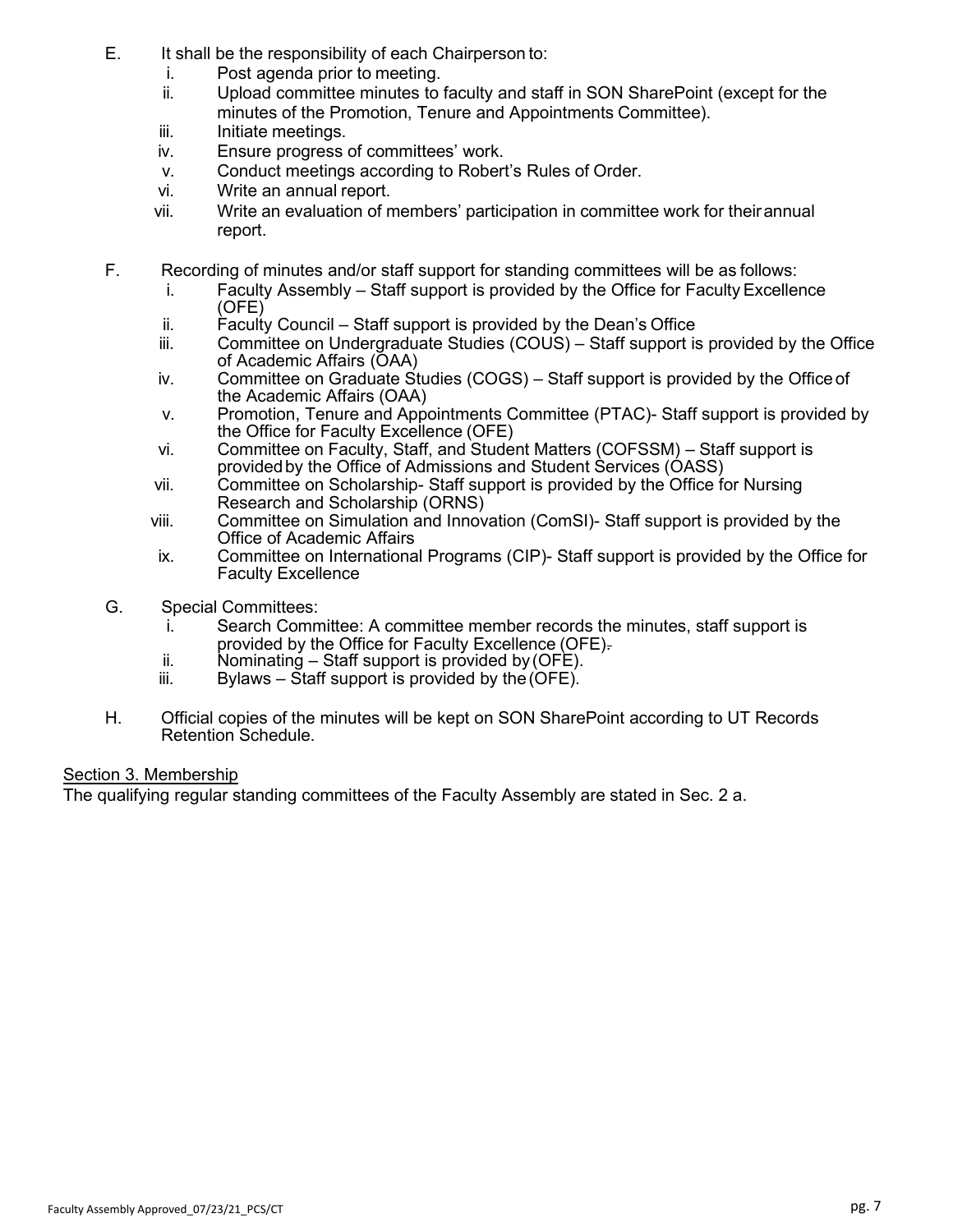E. It shall be the responsibility of each Chairperson to:
   i. Post agenda prior to meeting.
   ii. Upload committee minutes to faculty and staff in SON SharePoint (except for the minutes of the Promotion, Tenure and Appointments Committee).
   iii. Initiate meetings.
   iv. Ensure progress of committees' work.
   v. Conduct meetings according to Robert's Rules of Order.
   vi. Write an annual report.
   vii. Write an evaluation of members' participation in committee work for their annual report.

F. Recording of minutes and/or staff support for standing committees will be as follows:
   i. Faculty Assembly – Staff support is provided by the Office for Faculty Excellence (OFE)
   ii. Faculty Council – Staff support is provided by the Dean's Office
   iii. Committee on Undergraduate Studies (COUS) – Staff support is provided by the Office of Academic Affairs (OAA)
   iv. Committee on Graduate Studies (COGS) – Staff support is provided by the Office of the Academic Affairs (OAA)
   v. Promotion, Tenure and Appointments Committee (PTAC)- Staff support is provided by the Office for Faculty Excellence (OFE)
   vi. Committee on Faculty, Staff, and Student Matters (COFSSM) – Staff support is provided by the Office of Admissions and Student Services (OASS)
   vii. Committee on Scholarship- Staff support is provided by the Office for Nursing Research and Scholarship (ORNS)
   viii. Committee on Simulation and Innovation (ComSI)- Staff support is provided by the Office of Academic Affairs
   ix. Committee on International Programs (CIP)- Staff support is provided by the Office for Faculty Excellence

G. Special Committees:
   i. Search Committee: A committee member records the minutes, staff support is provided by the Office for Faculty Excellence (OFE).
   ii. Nominating – Staff support is provided by (OFE).
   iii. Bylaws – Staff support is provided by the (OFE).

H. Official copies of the minutes will be kept on SON SharePoint according to UT Records Retention Schedule.

Section 3. Membership

The qualifying regular standing committees of the Faculty Assembly are stated in Sec. 2 a.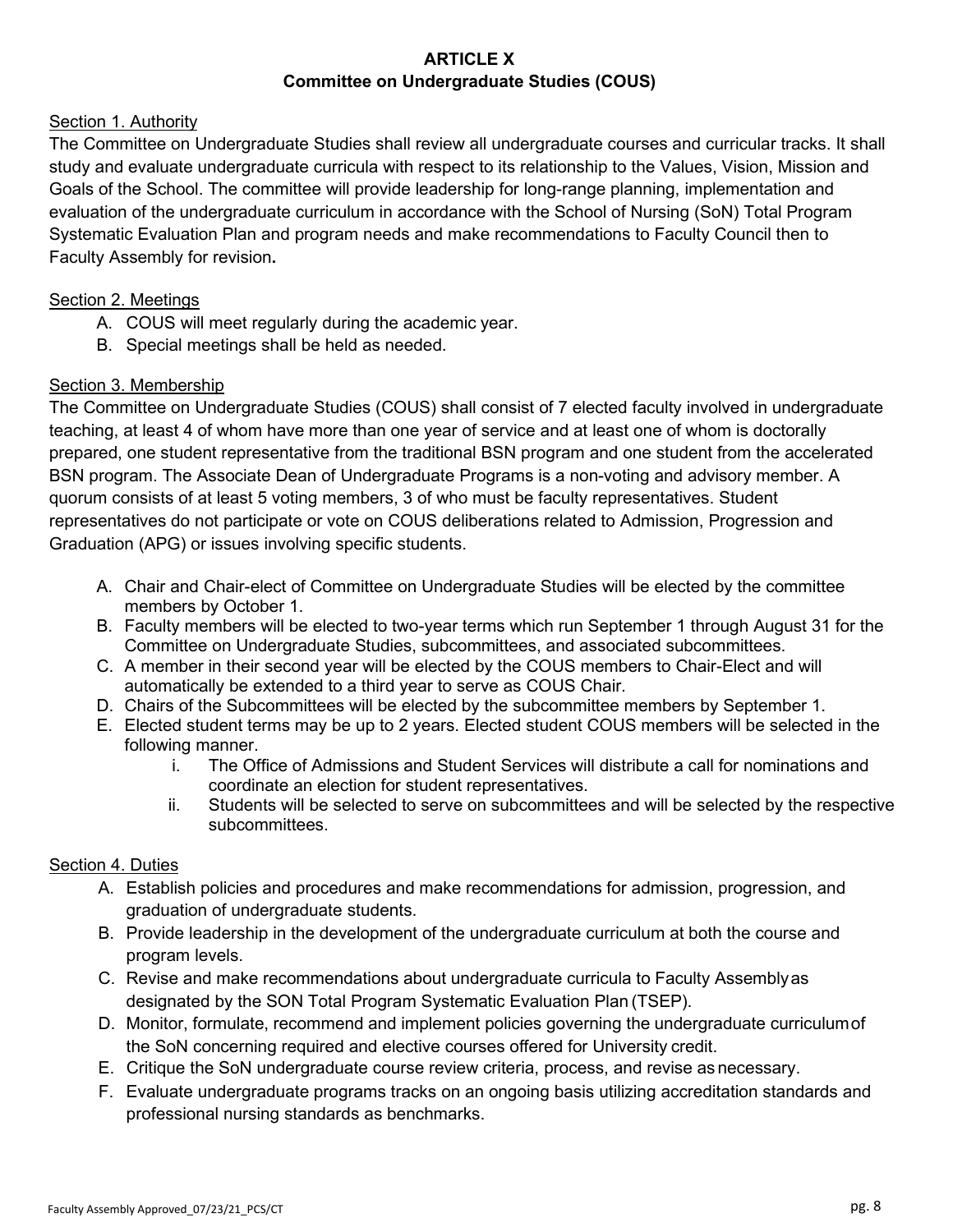## ARTICLE X
## Committee on Undergraduate Studies (COUS)

Section 1. Authority

The Committee on Undergraduate Studies shall review all undergraduate courses and curricular tracks. It shall study and evaluate undergraduate curricula with respect to its relationship to the Values, Vision, Mission and Goals of the School. The committee will provide leadership for long-range planning, implementation and evaluation of the undergraduate curriculum in accordance with the School of Nursing (SoN) Total Program Systematic Evaluation Plan and program needs and make recommendations to Faculty Council then to Faculty Assembly for revision**.**

Section 2. Meetings

A. COUS will meet regularly during the academic year.
B. Special meetings shall be held as needed.

Section 3. Membership

The Committee on Undergraduate Studies (COUS) shall consist of 7 elected faculty involved in undergraduate teaching, at least 4 of whom have more than one year of service and at least one of whom is doctorally prepared, one student representative from the traditional BSN program and one student from the accelerated BSN program. The Associate Dean of Undergraduate Programs is a non-voting and advisory member. A quorum consists of at least 5 voting members, 3 of who must be faculty representatives. Student representatives do not participate or vote on COUS deliberations related to Admission, Progression and Graduation (APG) or issues involving specific students.

A. Chair and Chair-elect of Committee on Undergraduate Studies will be elected by the committee members by October 1.
B. Faculty members will be elected to two-year terms which run September 1 through August 31 for the Committee on Undergraduate Studies, subcommittees, and associated subcommittees.
C. A member in their second year will be elected by the COUS members to Chair-Elect and will automatically be extended to a third year to serve as COUS Chair.
D. Chairs of the Subcommittees will be elected by the subcommittee members by September 1.
E. Elected student terms may be up to 2 years. Elected student COUS members will be selected in the following manner.
   i. The Office of Admissions and Student Services will distribute a call for nominations and coordinate an election for student representatives.
   ii. Students will be selected to serve on subcommittees and will be selected by the respective subcommittees.

Section 4. Duties

A. Establish policies and procedures and make recommendations for admission, progression, and graduation of undergraduate students.
B. Provide leadership in the development of the undergraduate curriculum at both the course and program levels.
C. Revise and make recommendations about undergraduate curricula to Faculty Assembly as designated by the SON Total Program Systematic Evaluation Plan (TSEP).
D. Monitor, formulate, recommend and implement policies governing the undergraduate curriculum of the SoN concerning required and elective courses offered for University credit.
E. Critique the SoN undergraduate course review criteria, process, and revise as necessary.
F. Evaluate undergraduate programs tracks on an ongoing basis utilizing accreditation standards and professional nursing standards as benchmarks.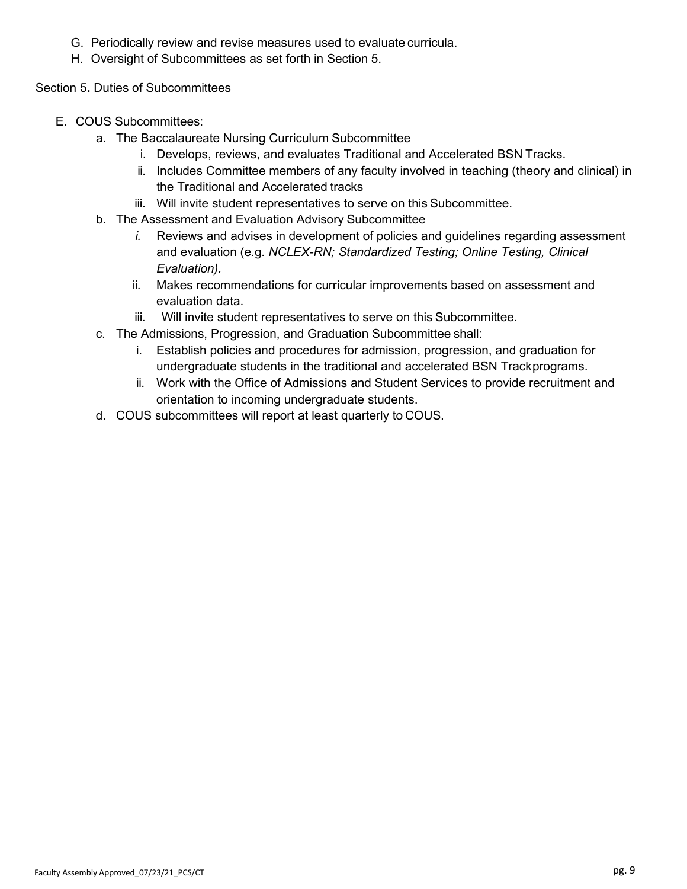G. Periodically review and revise measures used to evaluate curricula.
H. Oversight of Subcommittees as set forth in Section 5.

Section 5. Duties of Subcommittees

E. COUS Subcommittees:
   a. The Baccalaureate Nursing Curriculum Subcommittee
      i. Develops, reviews, and evaluates Traditional and Accelerated BSN Tracks.
      ii. Includes Committee members of any faculty involved in teaching (theory and clinical) in the Traditional and Accelerated tracks
      iii. Will invite student representatives to serve on this Subcommittee.
   b. The Assessment and Evaluation Advisory Subcommittee
      *i.* Reviews and advises in development of policies and guidelines regarding assessment and evaluation (e.g. *NCLEX-RN; Standardized Testing; Online Testing, Clinical Evaluation)*.
      ii. Makes recommendations for curricular improvements based on assessment and evaluation data.
      iii. Will invite student representatives to serve on this Subcommittee.
   c. The Admissions, Progression, and Graduation Subcommittee shall:
      i. Establish policies and procedures for admission, progression, and graduation for undergraduate students in the traditional and accelerated BSN Trackprograms.
      ii. Work with the Office of Admissions and Student Services to provide recruitment and orientation to incoming undergraduate students.
   d. COUS subcommittees will report at least quarterly to COUS.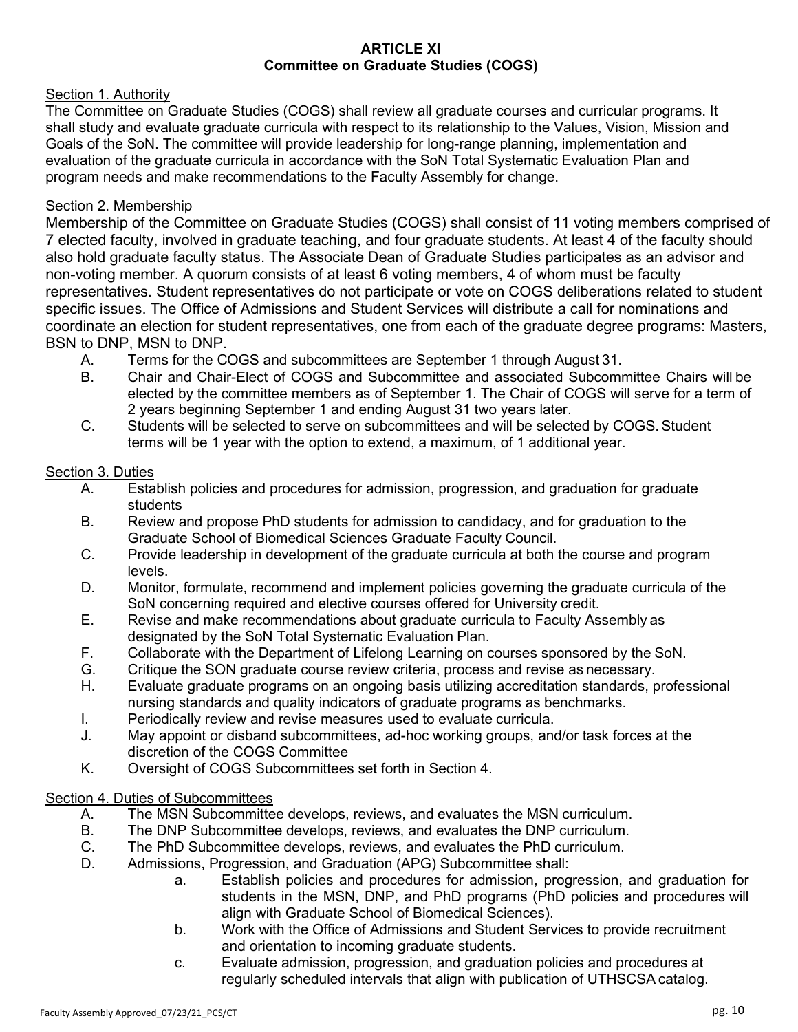## ARTICLE XI
## Committee on Graduate Studies (COGS)

Section 1. Authority

The Committee on Graduate Studies (COGS) shall review all graduate courses and curricular programs. It shall study and evaluate graduate curricula with respect to its relationship to the Values, Vision, Mission and Goals of the SoN. The committee will provide leadership for long-range planning, implementation and evaluation of the graduate curricula in accordance with the SoN Total Systematic Evaluation Plan and program needs and make recommendations to the Faculty Assembly for change.

Section 2. Membership

Membership of the Committee on Graduate Studies (COGS) shall consist of 11 voting members comprised of 7 elected faculty, involved in graduate teaching, and four graduate students. At least 4 of the faculty should also hold graduate faculty status. The Associate Dean of Graduate Studies participates as an advisor and non-voting member. A quorum consists of at least 6 voting members, 4 of whom must be faculty representatives. Student representatives do not participate or vote on COGS deliberations related to student specific issues. The Office of Admissions and Student Services will distribute a call for nominations and coordinate an election for student representatives, one from each of the graduate degree programs: Masters, BSN to DNP, MSN to DNP.

A. Terms for the COGS and subcommittees are September 1 through August 31.
B. Chair and Chair-Elect of COGS and Subcommittee and associated Subcommittee Chairs will be elected by the committee members as of September 1. The Chair of COGS will serve for a term of 2 years beginning September 1 and ending August 31 two years later.
C. Students will be selected to serve on subcommittees and will be selected by COGS. Student terms will be 1 year with the option to extend, a maximum, of 1 additional year.

Section 3. Duties

A. Establish policies and procedures for admission, progression, and graduation for graduate students
B. Review and propose PhD students for admission to candidacy, and for graduation to the Graduate School of Biomedical Sciences Graduate Faculty Council.
C. Provide leadership in development of the graduate curricula at both the course and program levels.
D. Monitor, formulate, recommend and implement policies governing the graduate curricula of the SoN concerning required and elective courses offered for University credit.
E. Revise and make recommendations about graduate curricula to Faculty Assembly as designated by the SoN Total Systematic Evaluation Plan.
F. Collaborate with the Department of Lifelong Learning on courses sponsored by the SoN.
G. Critique the SON graduate course review criteria, process and revise as necessary.
H. Evaluate graduate programs on an ongoing basis utilizing accreditation standards, professional nursing standards and quality indicators of graduate programs as benchmarks.
I. Periodically review and revise measures used to evaluate curricula.
J. May appoint or disband subcommittees, ad-hoc working groups, and/or task forces at the discretion of the COGS Committee
K. Oversight of COGS Subcommittees set forth in Section 4.

Section 4. Duties of Subcommittees

A. The MSN Subcommittee develops, reviews, and evaluates the MSN curriculum.
B. The DNP Subcommittee develops, reviews, and evaluates the DNP curriculum.
C. The PhD Subcommittee develops, reviews, and evaluates the PhD curriculum.
D. Admissions, Progression, and Graduation (APG) Subcommittee shall:
   a. Establish policies and procedures for admission, progression, and graduation for students in the MSN, DNP, and PhD programs (PhD policies and procedures will align with Graduate School of Biomedical Sciences).
   b. Work with the Office of Admissions and Student Services to provide recruitment and orientation to incoming graduate students.
   c. Evaluate admission, progression, and graduation policies and procedures at regularly scheduled intervals that align with publication of UTHSCSA catalog.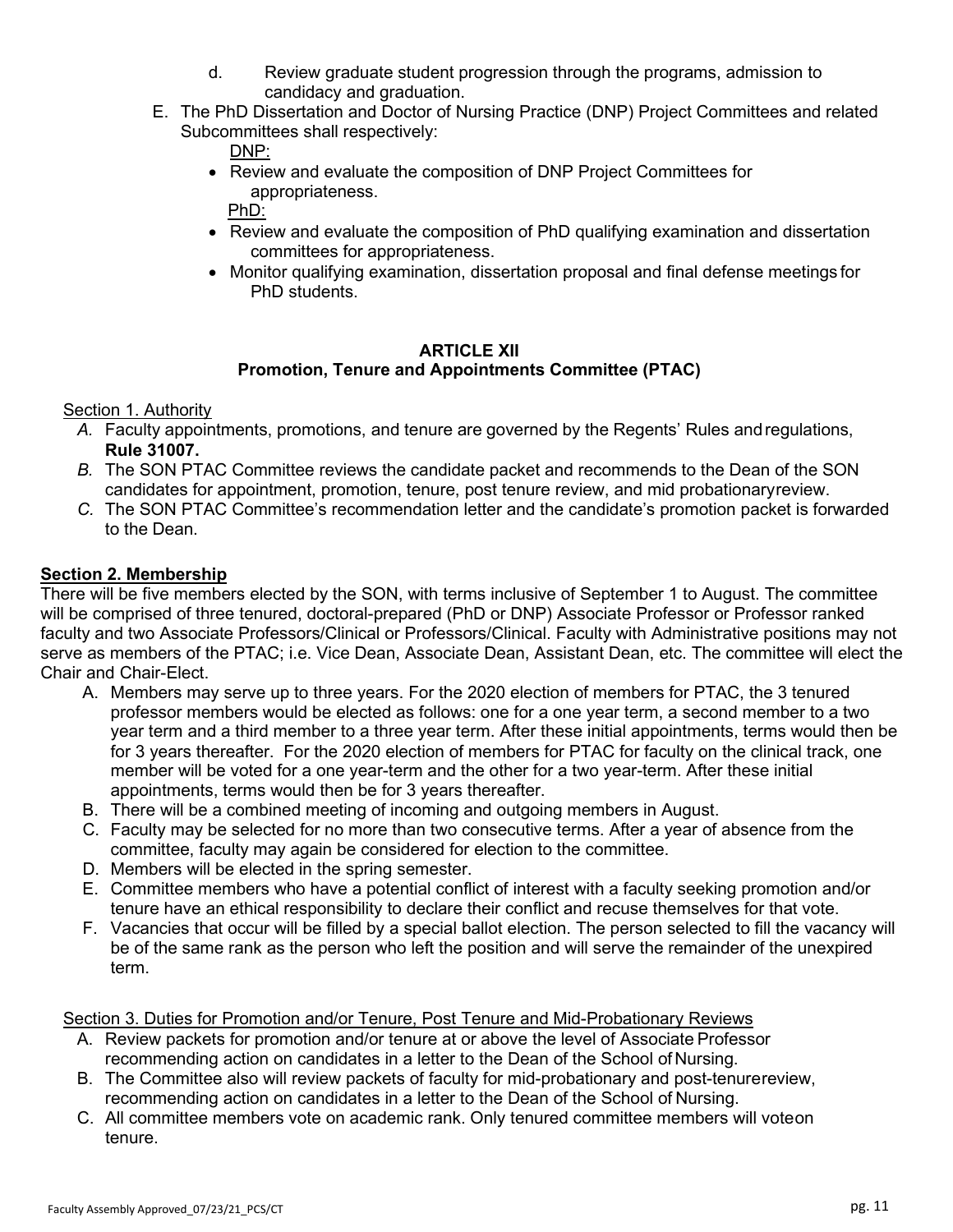d. Review graduate student progression through the programs, admission to candidacy and graduation.

E. The PhD Dissertation and Doctor of Nursing Practice (DNP) Project Committees and related Subcommittees shall respectively:

DNP:

- Review and evaluate the composition of DNP Project Committees for appropriateness.

PhD:

- Review and evaluate the composition of PhD qualifying examination and dissertation committees for appropriateness.
- Monitor qualifying examination, dissertation proposal and final defense meetings for PhD students.

## ARTICLE XII
## Promotion, Tenure and Appointments Committee (PTAC)

Section 1. Authority

*A.* Faculty appointments, promotions, and tenure are governed by the Regents' Rules and regulations, **Rule 31007.**

*B.* The SON PTAC Committee reviews the candidate packet and recommends to the Dean of the SON candidates for appointment, promotion, tenure, post tenure review, and mid probationary review.

*C.* The SON PTAC Committee's recommendation letter and the candidate's promotion packet is forwarded to the Dean.

**Section 2. Membership**

There will be five members elected by the SON, with terms inclusive of September 1 to August. The committee will be comprised of three tenured, doctoral-prepared (PhD or DNP) Associate Professor or Professor ranked faculty and two Associate Professors/Clinical or Professors/Clinical. Faculty with Administrative positions may not serve as members of the PTAC; i.e. Vice Dean, Associate Dean, Assistant Dean, etc. The committee will elect the Chair and Chair-Elect.

A. Members may serve up to three years. For the 2020 election of members for PTAC, the 3 tenured professor members would be elected as follows: one for a one year term, a second member to a two year term and a third member to a three year term. After these initial appointments, terms would then be for 3 years thereafter. For the 2020 election of members for PTAC for faculty on the clinical track, one member will be voted for a one year-term and the other for a two year-term. After these initial appointments, terms would then be for 3 years thereafter.

B. There will be a combined meeting of incoming and outgoing members in August.

C. Faculty may be selected for no more than two consecutive terms. After a year of absence from the committee, faculty may again be considered for election to the committee.

D. Members will be elected in the spring semester.

E. Committee members who have a potential conflict of interest with a faculty seeking promotion and/or tenure have an ethical responsibility to declare their conflict and recuse themselves for that vote.

F. Vacancies that occur will be filled by a special ballot election. The person selected to fill the vacancy will be of the same rank as the person who left the position and will serve the remainder of the unexpired term.

Section 3. Duties for Promotion and/or Tenure, Post Tenure and Mid-Probationary Reviews

A. Review packets for promotion and/or tenure at or above the level of Associate Professor recommending action on candidates in a letter to the Dean of the School of Nursing.

B. The Committee also will review packets of faculty for mid-probationary and post-tenure review, recommending action on candidates in a letter to the Dean of the School of Nursing.

C. All committee members vote on academic rank. Only tenured committee members will vote on tenure.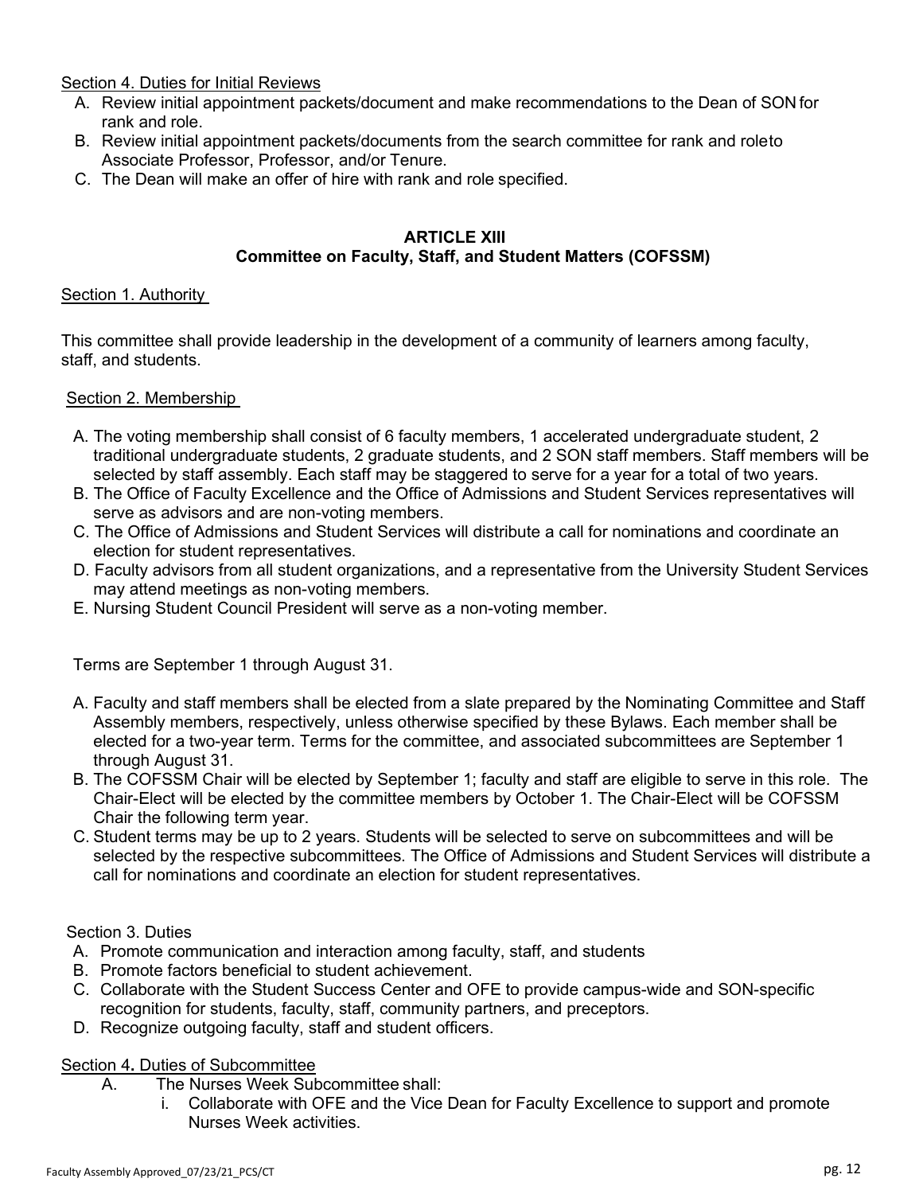Section 4. Duties for Initial Reviews

A. Review initial appointment packets/document and make recommendations to the Dean of SON for rank and role.
B. Review initial appointment packets/documents from the search committee for rank and roleto Associate Professor, Professor, and/or Tenure.
C. The Dean will make an offer of hire with rank and role specified.

## ARTICLE XIII
## Committee on Faculty, Staff, and Student Matters (COFSSM)

Section 1. Authority

This committee shall provide leadership in the development of a community of learners among faculty, staff, and students.

Section 2. Membership

A. The voting membership shall consist of 6 faculty members, 1 accelerated undergraduate student, 2 traditional undergraduate students, 2 graduate students, and 2 SON staff members. Staff members will be selected by staff assembly. Each staff may be staggered to serve for a year for a total of two years.
B. The Office of Faculty Excellence and the Office of Admissions and Student Services representatives will serve as advisors and are non-voting members.
C. The Office of Admissions and Student Services will distribute a call for nominations and coordinate an election for student representatives.
D. Faculty advisors from all student organizations, and a representative from the University Student Services may attend meetings as non-voting members.
E. Nursing Student Council President will serve as a non-voting member.

Terms are September 1 through August 31.

A. Faculty and staff members shall be elected from a slate prepared by the Nominating Committee and Staff Assembly members, respectively, unless otherwise specified by these Bylaws. Each member shall be elected for a two-year term. Terms for the committee, and associated subcommittees are September 1 through August 31.
B. The COFSSM Chair will be elected by September 1; faculty and staff are eligible to serve in this role. The Chair-Elect will be elected by the committee members by October 1. The Chair-Elect will be COFSSM Chair the following term year.
C. Student terms may be up to 2 years. Students will be selected to serve on subcommittees and will be selected by the respective subcommittees. The Office of Admissions and Student Services will distribute a call for nominations and coordinate an election for student representatives.

Section 3. Duties

A. Promote communication and interaction among faculty, staff, and students
B. Promote factors beneficial to student achievement.
C. Collaborate with the Student Success Center and OFE to provide campus-wide and SON-specific recognition for students, faculty, staff, community partners, and preceptors.
D. Recognize outgoing faculty, staff and student officers.

Section 4. Duties of Subcommittee

A. The Nurses Week Subcommittee shall:
   i. Collaborate with OFE and the Vice Dean for Faculty Excellence to support and promote Nurses Week activities.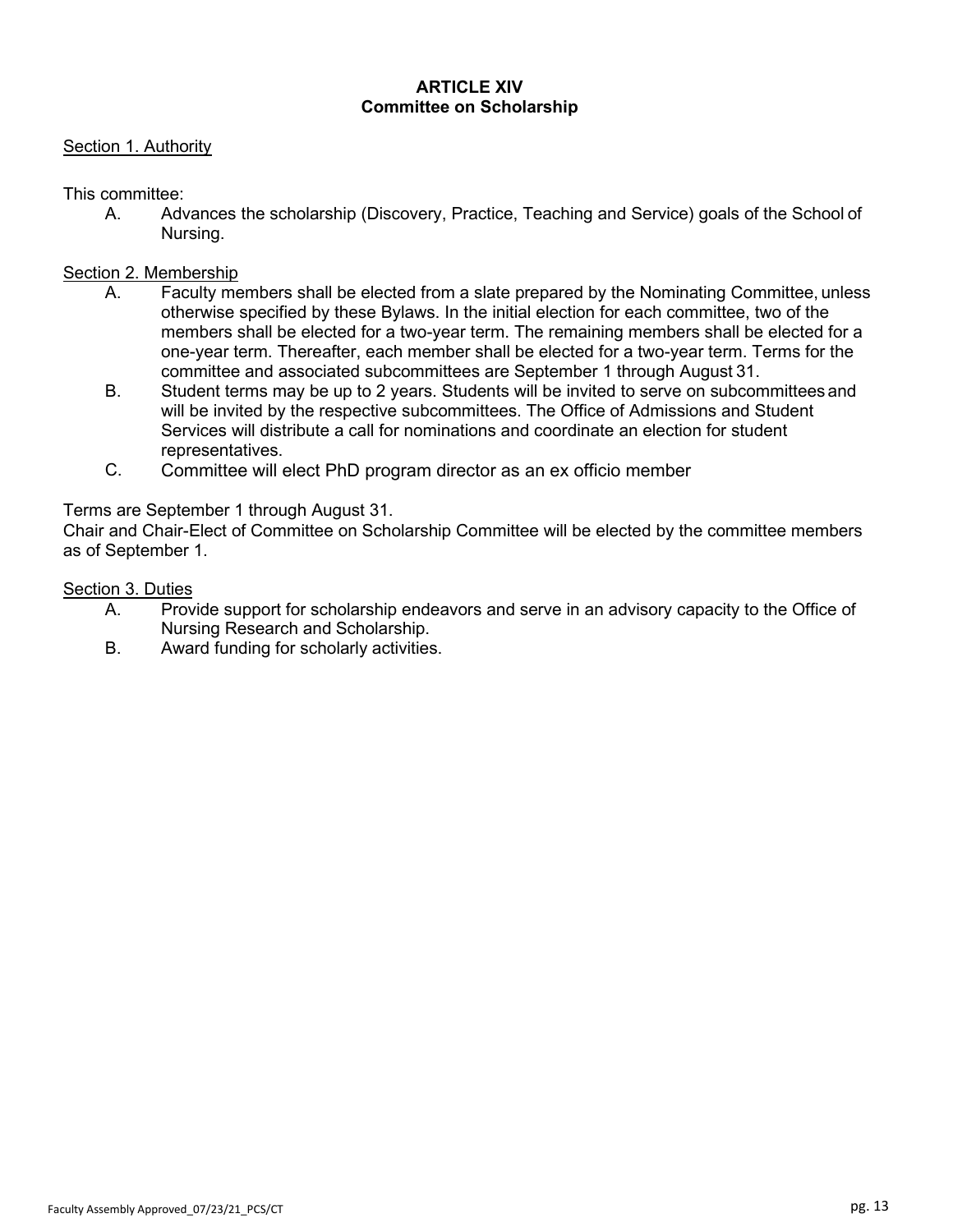# ARTICLE XIV
## Committee on Scholarship

Section 1. Authority

This committee:

A. Advances the scholarship (Discovery, Practice, Teaching and Service) goals of the School of Nursing.

Section 2. Membership

A. Faculty members shall be elected from a slate prepared by the Nominating Committee, unless otherwise specified by these Bylaws. In the initial election for each committee, two of the members shall be elected for a two-year term. The remaining members shall be elected for a one-year term. Thereafter, each member shall be elected for a two-year term. Terms for the committee and associated subcommittees are September 1 through August 31.

B. Student terms may be up to 2 years. Students will be invited to serve on subcommittees and will be invited by the respective subcommittees. The Office of Admissions and Student Services will distribute a call for nominations and coordinate an election for student representatives.

C. Committee will elect PhD program director as an ex officio member

Terms are September 1 through August 31.
Chair and Chair-Elect of Committee on Scholarship Committee will be elected by the committee members as of September 1.

Section 3. Duties

A. Provide support for scholarship endeavors and serve in an advisory capacity to the Office of Nursing Research and Scholarship.

B. Award funding for scholarly activities.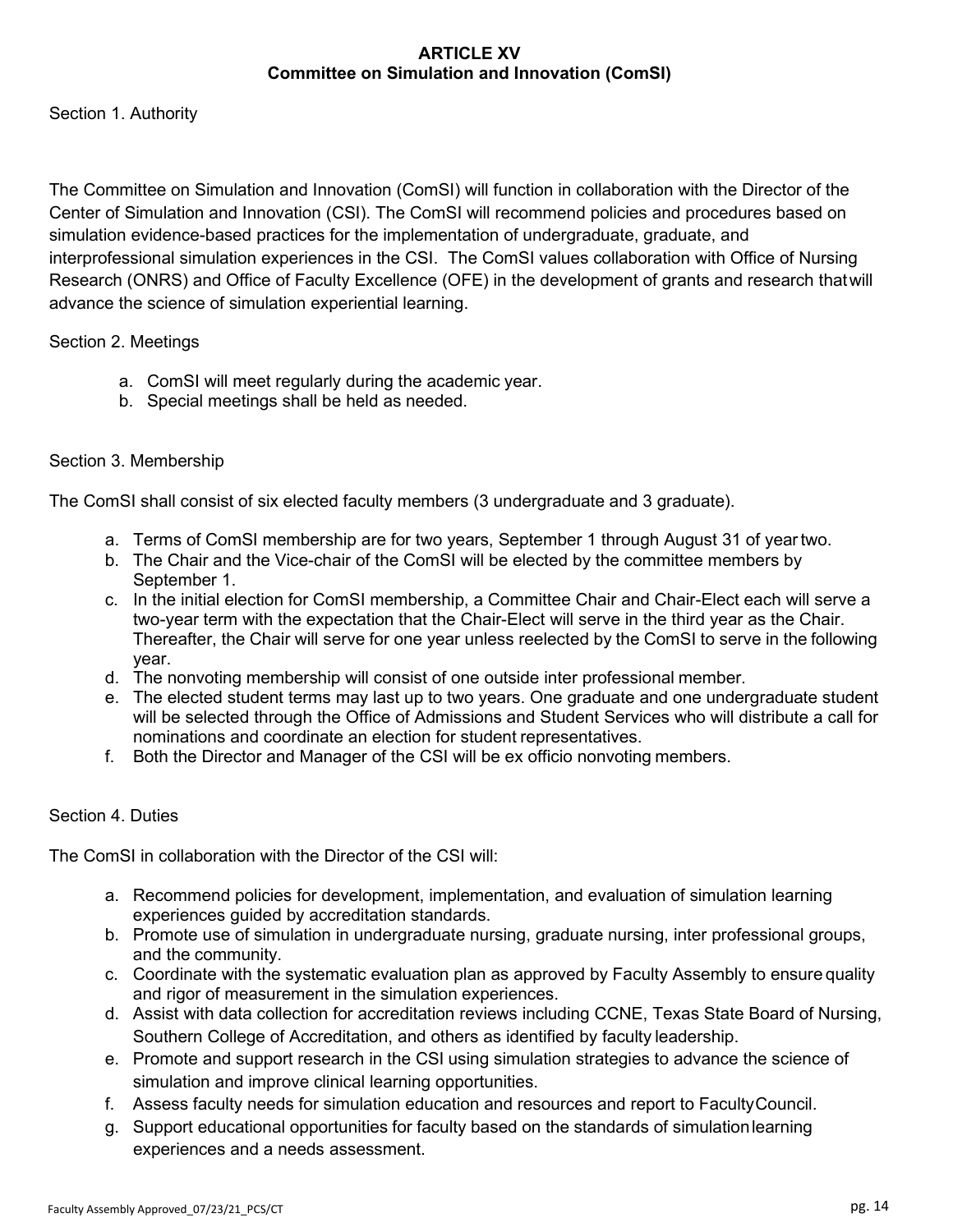# ARTICLE XV
## Committee on Simulation and Innovation (ComSI)

Section 1. Authority

The Committee on Simulation and Innovation (ComSI) will function in collaboration with the Director of the Center of Simulation and Innovation (CSI). The ComSI will recommend policies and procedures based on simulation evidence-based practices for the implementation of undergraduate, graduate, and interprofessional simulation experiences in the CSI. The ComSI values collaboration with Office of Nursing Research (ONRS) and Office of Faculty Excellence (OFE) in the development of grants and research that will advance the science of simulation experiential learning.

Section 2. Meetings

a. ComSI will meet regularly during the academic year.
b. Special meetings shall be held as needed.

Section 3. Membership

The ComSI shall consist of six elected faculty members (3 undergraduate and 3 graduate).

a. Terms of ComSI membership are for two years, September 1 through August 31 of year two.
b. The Chair and the Vice-chair of the ComSI will be elected by the committee members by September 1.
c. In the initial election for ComSI membership, a Committee Chair and Chair-Elect each will serve a two-year term with the expectation that the Chair-Elect will serve in the third year as the Chair. Thereafter, the Chair will serve for one year unless reelected by the ComSI to serve in the following year.
d. The nonvoting membership will consist of one outside inter professional member.
e. The elected student terms may last up to two years. One graduate and one undergraduate student will be selected through the Office of Admissions and Student Services who will distribute a call for nominations and coordinate an election for student representatives.
f. Both the Director and Manager of the CSI will be ex officio nonvoting members.

Section 4. Duties

The ComSI in collaboration with the Director of the CSI will:

a. Recommend policies for development, implementation, and evaluation of simulation learning experiences guided by accreditation standards.
b. Promote use of simulation in undergraduate nursing, graduate nursing, inter professional groups, and the community.
c. Coordinate with the systematic evaluation plan as approved by Faculty Assembly to ensure quality and rigor of measurement in the simulation experiences.
d. Assist with data collection for accreditation reviews including CCNE, Texas State Board of Nursing, Southern College of Accreditation, and others as identified by faculty leadership.
e. Promote and support research in the CSI using simulation strategies to advance the science of simulation and improve clinical learning opportunities.
f. Assess faculty needs for simulation education and resources and report to Faculty Council.
g. Support educational opportunities for faculty based on the standards of simulation learning experiences and a needs assessment.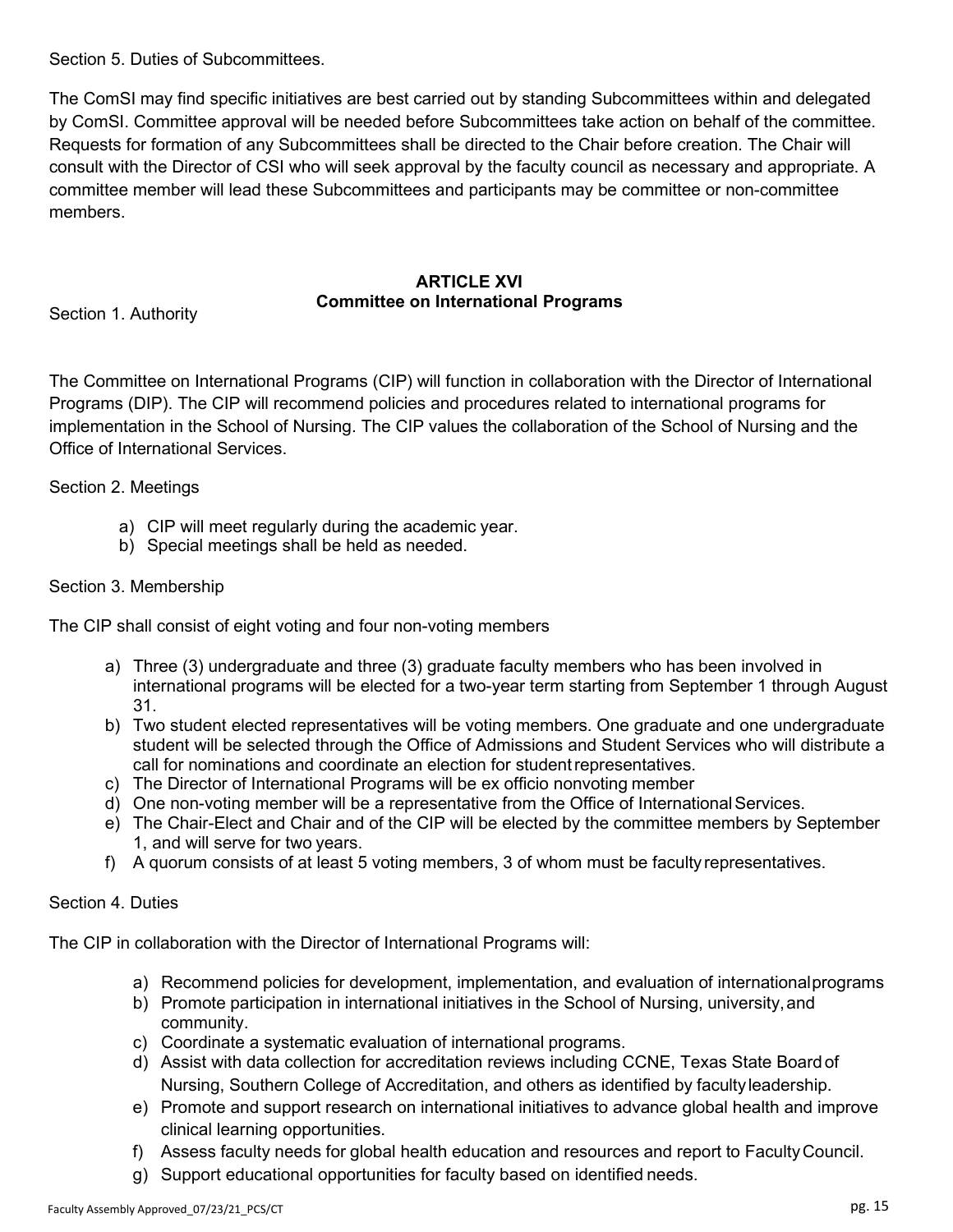Section 5. Duties of Subcommittees.

The ComSI may find specific initiatives are best carried out by standing Subcommittees within and delegated by ComSI. Committee approval will be needed before Subcommittees take action on behalf of the committee. Requests for formation of any Subcommittees shall be directed to the Chair before creation. The Chair will consult with the Director of CSI who will seek approval by the faculty council as necessary and appropriate. A committee member will lead these Subcommittees and participants may be committee or non-committee members.

## ARTICLE XVI
## Committee on International Programs

Section 1. Authority

The Committee on International Programs (CIP) will function in collaboration with the Director of International Programs (DIP). The CIP will recommend policies and procedures related to international programs for implementation in the School of Nursing. The CIP values the collaboration of the School of Nursing and the Office of International Services.

Section 2. Meetings

a) CIP will meet regularly during the academic year.
b) Special meetings shall be held as needed.

Section 3. Membership

The CIP shall consist of eight voting and four non-voting members

a) Three (3) undergraduate and three (3) graduate faculty members who has been involved in international programs will be elected for a two-year term starting from September 1 through August 31.
b) Two student elected representatives will be voting members. One graduate and one undergraduate student will be selected through the Office of Admissions and Student Services who will distribute a call for nominations and coordinate an election for student representatives.
c) The Director of International Programs will be ex officio nonvoting member
d) One non-voting member will be a representative from the Office of International Services.
e) The Chair-Elect and Chair and of the CIP will be elected by the committee members by September 1, and will serve for two years.
f) A quorum consists of at least 5 voting members, 3 of whom must be faculty representatives.

Section 4. Duties

The CIP in collaboration with the Director of International Programs will:

a) Recommend policies for development, implementation, and evaluation of international programs
b) Promote participation in international initiatives in the School of Nursing, university, and community.
c) Coordinate a systematic evaluation of international programs.
d) Assist with data collection for accreditation reviews including CCNE, Texas State Board of Nursing, Southern College of Accreditation, and others as identified by faculty leadership.
e) Promote and support research on international initiatives to advance global health and improve clinical learning opportunities.
f) Assess faculty needs for global health education and resources and report to Faculty Council.
g) Support educational opportunities for faculty based on identified needs.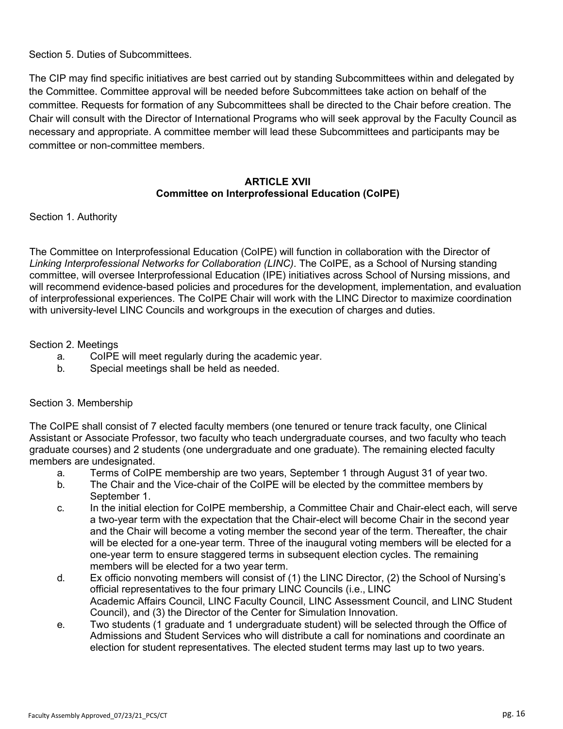Section 5. Duties of Subcommittees.

The CIP may find specific initiatives are best carried out by standing Subcommittees within and delegated by the Committee. Committee approval will be needed before Subcommittees take action on behalf of the committee. Requests for formation of any Subcommittees shall be directed to the Chair before creation. The Chair will consult with the Director of International Programs who will seek approval by the Faculty Council as necessary and appropriate. A committee member will lead these Subcommittees and participants may be committee or non-committee members.

## ARTICLE XVII
## Committee on Interprofessional Education (CoIPE)

Section 1. Authority

The Committee on Interprofessional Education (CoIPE) will function in collaboration with the Director of *Linking Interprofessional Networks for Collaboration (LINC)*. The CoIPE, as a School of Nursing standing committee, will oversee Interprofessional Education (IPE) initiatives across School of Nursing missions, and will recommend evidence-based policies and procedures for the development, implementation, and evaluation of interprofessional experiences. The CoIPE Chair will work with the LINC Director to maximize coordination with university-level LINC Councils and workgroups in the execution of charges and duties.

Section 2. Meetings

a. CoIPE will meet regularly during the academic year.
b. Special meetings shall be held as needed.

Section 3. Membership

The CoIPE shall consist of 7 elected faculty members (one tenured or tenure track faculty, one Clinical Assistant or Associate Professor, two faculty who teach undergraduate courses, and two faculty who teach graduate courses) and 2 students (one undergraduate and one graduate). The remaining elected faculty members are undesignated.

a. Terms of CoIPE membership are two years, September 1 through August 31 of year two.
b. The Chair and the Vice-chair of the CoIPE will be elected by the committee members by September 1.
c. In the initial election for CoIPE membership, a Committee Chair and Chair-elect each, will serve a two-year term with the expectation that the Chair-elect will become Chair in the second year and the Chair will become a voting member the second year of the term. Thereafter, the chair will be elected for a one-year term. Three of the inaugural voting members will be elected for a one-year term to ensure staggered terms in subsequent election cycles. The remaining members will be elected for a two year term.
d. Ex officio nonvoting members will consist of (1) the LINC Director, (2) the School of Nursing's official representatives to the four primary LINC Councils (i.e., LINC Academic Affairs Council, LINC Faculty Council, LINC Assessment Council, and LINC Student Council), and (3) the Director of the Center for Simulation Innovation.
e. Two students (1 graduate and 1 undergraduate student) will be selected through the Office of Admissions and Student Services who will distribute a call for nominations and coordinate an election for student representatives. The elected student terms may last up to two years.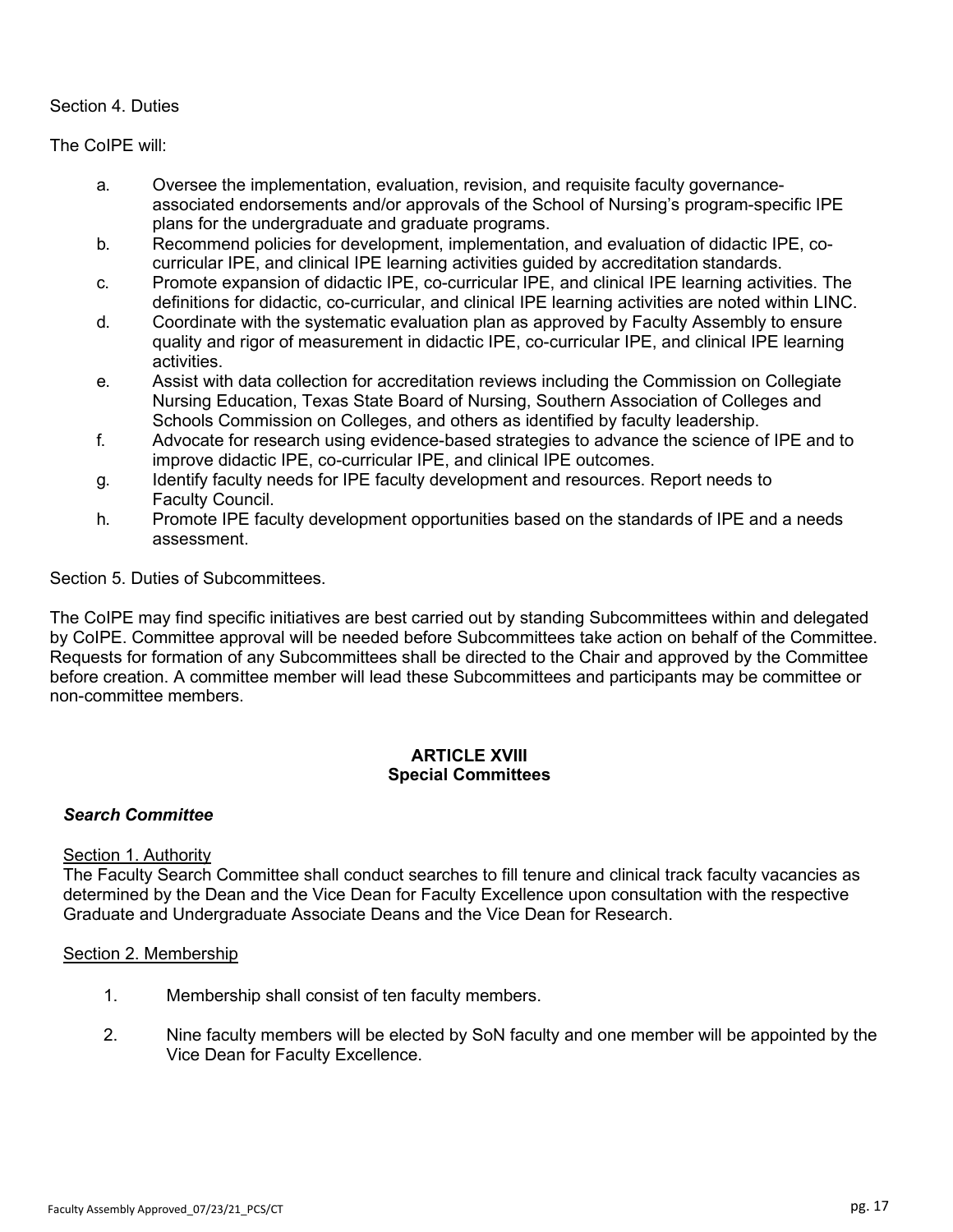Section 4. Duties

The CoIPE will:

a. Oversee the implementation, evaluation, revision, and requisite faculty governance-associated endorsements and/or approvals of the School of Nursing's program-specific IPE plans for the undergraduate and graduate programs.
b. Recommend policies for development, implementation, and evaluation of didactic IPE, co-curricular IPE, and clinical IPE learning activities guided by accreditation standards.
c. Promote expansion of didactic IPE, co-curricular IPE, and clinical IPE learning activities. The definitions for didactic, co-curricular, and clinical IPE learning activities are noted within LINC.
d. Coordinate with the systematic evaluation plan as approved by Faculty Assembly to ensure quality and rigor of measurement in didactic IPE, co-curricular IPE, and clinical IPE learning activities.
e. Assist with data collection for accreditation reviews including the Commission on Collegiate Nursing Education, Texas State Board of Nursing, Southern Association of Colleges and Schools Commission on Colleges, and others as identified by faculty leadership.
f. Advocate for research using evidence-based strategies to advance the science of IPE and to improve didactic IPE, co-curricular IPE, and clinical IPE outcomes.
g. Identify faculty needs for IPE faculty development and resources. Report needs to Faculty Council.
h. Promote IPE faculty development opportunities based on the standards of IPE and a needs assessment.

Section 5. Duties of Subcommittees.

The CoIPE may find specific initiatives are best carried out by standing Subcommittees within and delegated by CoIPE. Committee approval will be needed before Subcommittees take action on behalf of the Committee. Requests for formation of any Subcommittees shall be directed to the Chair and approved by the Committee before creation. A committee member will lead these Subcommittees and participants may be committee or non-committee members.

## ARTICLE XVIII
## Special Committees

### *Search Committee*

Section 1. Authority

The Faculty Search Committee shall conduct searches to fill tenure and clinical track faculty vacancies as determined by the Dean and the Vice Dean for Faculty Excellence upon consultation with the respective Graduate and Undergraduate Associate Deans and the Vice Dean for Research.

Section 2. Membership

1. Membership shall consist of ten faculty members.

2. Nine faculty members will be elected by SoN faculty and one member will be appointed by the Vice Dean for Faculty Excellence.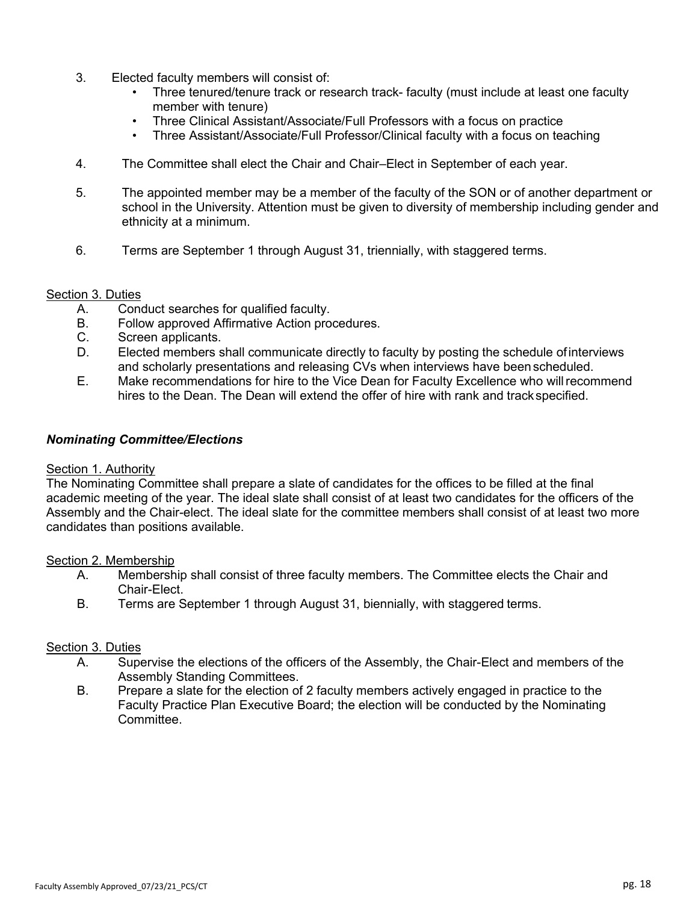3. Elected faculty members will consist of:
   - Three tenured/tenure track or research track- faculty (must include at least one faculty member with tenure)
   - Three Clinical Assistant/Associate/Full Professors with a focus on practice
   - Three Assistant/Associate/Full Professor/Clinical faculty with a focus on teaching

4. The Committee shall elect the Chair and Chair–Elect in September of each year.

5. The appointed member may be a member of the faculty of the SON or of another department or school in the University. Attention must be given to diversity of membership including gender and ethnicity at a minimum.

6. Terms are September 1 through August 31, triennially, with staggered terms.

<u>Section 3. Duties</u>

A. Conduct searches for qualified faculty.
B. Follow approved Affirmative Action procedures.
C. Screen applicants.
D. Elected members shall communicate directly to faculty by posting the schedule of interviews and scholarly presentations and releasing CVs when interviews have been scheduled.
E. Make recommendations for hire to the Vice Dean for Faculty Excellence who will recommend hires to the Dean. The Dean will extend the offer of hire with rank and track specified.

***Nominating Committee/Elections***

<u>Section 1. Authority</u>

The Nominating Committee shall prepare a slate of candidates for the offices to be filled at the final academic meeting of the year. The ideal slate shall consist of at least two candidates for the officers of the Assembly and the Chair-elect. The ideal slate for the committee members shall consist of at least two more candidates than positions available.

<u>Section 2. Membership</u>

A. Membership shall consist of three faculty members. The Committee elects the Chair and Chair-Elect.
B. Terms are September 1 through August 31, biennially, with staggered terms.

<u>Section 3. Duties</u>

A. Supervise the elections of the officers of the Assembly, the Chair-Elect and members of the Assembly Standing Committees.
B. Prepare a slate for the election of 2 faculty members actively engaged in practice to the Faculty Practice Plan Executive Board; the election will be conducted by the Nominating Committee.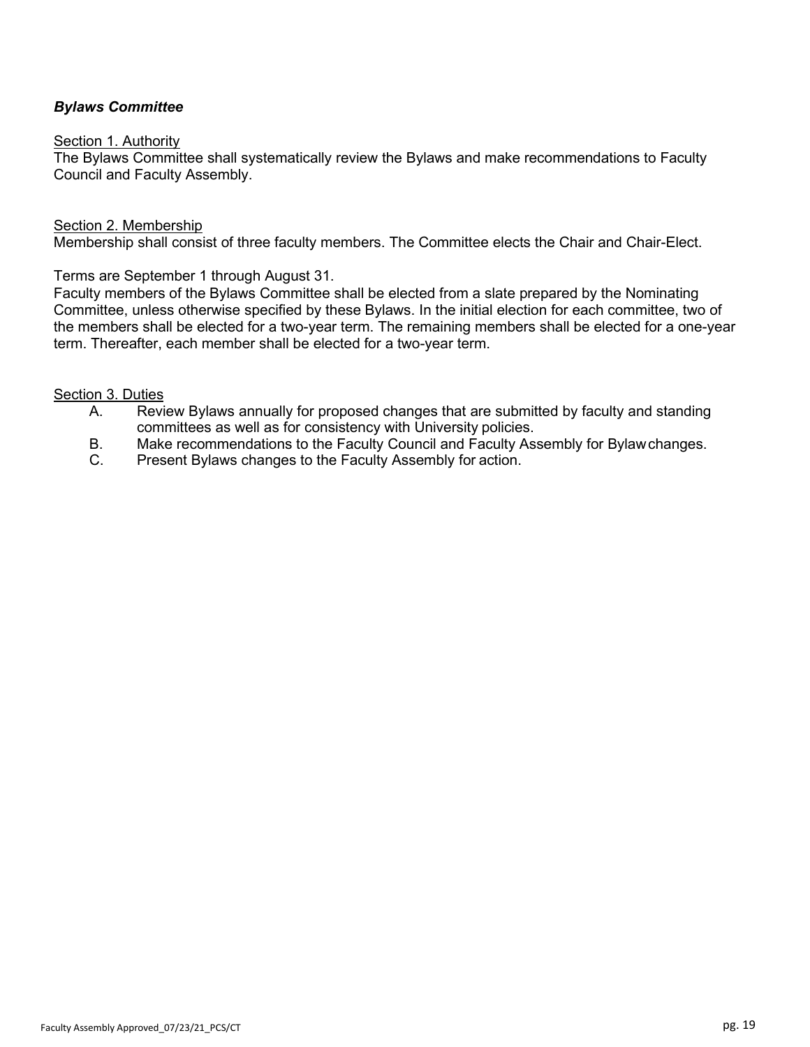### ***Bylaws Committee***

Section 1. Authority

The Bylaws Committee shall systematically review the Bylaws and make recommendations to Faculty Council and Faculty Assembly.

Section 2. Membership

Membership shall consist of three faculty members. The Committee elects the Chair and Chair-Elect.

Terms are September 1 through August 31.

Faculty members of the Bylaws Committee shall be elected from a slate prepared by the Nominating Committee, unless otherwise specified by these Bylaws. In the initial election for each committee, two of the members shall be elected for a two-year term. The remaining members shall be elected for a one-year term. Thereafter, each member shall be elected for a two-year term.

Section 3. Duties

A. Review Bylaws annually for proposed changes that are submitted by faculty and standing committees as well as for consistency with University policies.

B. Make recommendations to the Faculty Council and Faculty Assembly for Bylaw changes.

C. Present Bylaws changes to the Faculty Assembly for action.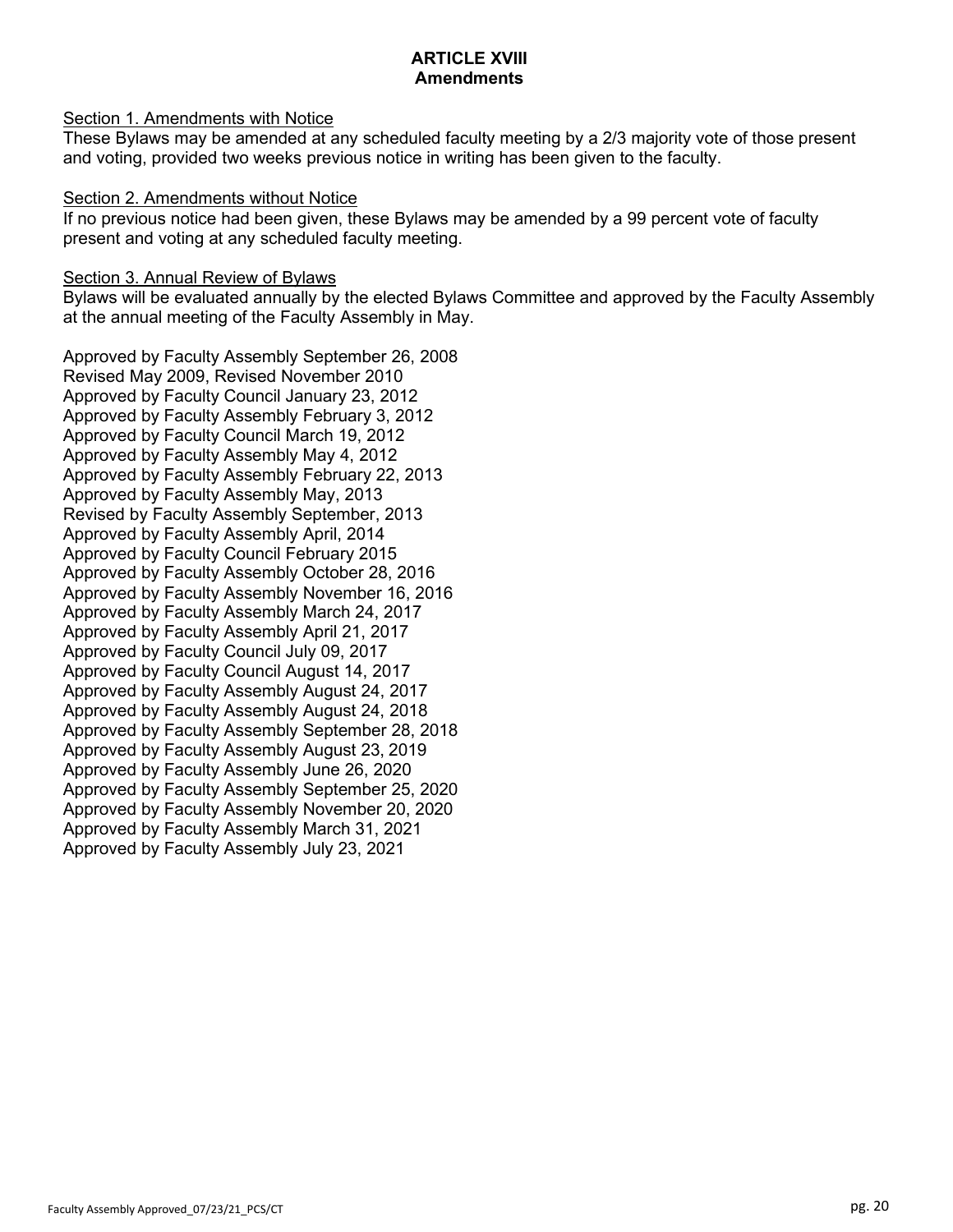# ARTICLE XVIII
## Amendments

Section 1. Amendments with Notice
These Bylaws may be amended at any scheduled faculty meeting by a 2/3 majority vote of those present and voting, provided two weeks previous notice in writing has been given to the faculty.

Section 2. Amendments without Notice
If no previous notice had been given, these Bylaws may be amended by a 99 percent vote of faculty present and voting at any scheduled faculty meeting.

Section 3. Annual Review of Bylaws
Bylaws will be evaluated annually by the elected Bylaws Committee and approved by the Faculty Assembly at the annual meeting of the Faculty Assembly in May.

Approved by Faculty Assembly September 26, 2008
Revised May 2009, Revised November 2010
Approved by Faculty Council January 23, 2012
Approved by Faculty Assembly February 3, 2012
Approved by Faculty Council March 19, 2012
Approved by Faculty Assembly May 4, 2012
Approved by Faculty Assembly February 22, 2013
Approved by Faculty Assembly May, 2013
Revised by Faculty Assembly September, 2013
Approved by Faculty Assembly April, 2014
Approved by Faculty Council February 2015
Approved by Faculty Assembly October 28, 2016
Approved by Faculty Assembly November 16, 2016
Approved by Faculty Assembly March 24, 2017
Approved by Faculty Assembly April 21, 2017
Approved by Faculty Council July 09, 2017
Approved by Faculty Council August 14, 2017
Approved by Faculty Assembly August 24, 2017
Approved by Faculty Assembly August 24, 2018
Approved by Faculty Assembly September 28, 2018
Approved by Faculty Assembly August 23, 2019
Approved by Faculty Assembly June 26, 2020
Approved by Faculty Assembly September 25, 2020
Approved by Faculty Assembly November 20, 2020
Approved by Faculty Assembly March 31, 2021
Approved by Faculty Assembly July 23, 2021